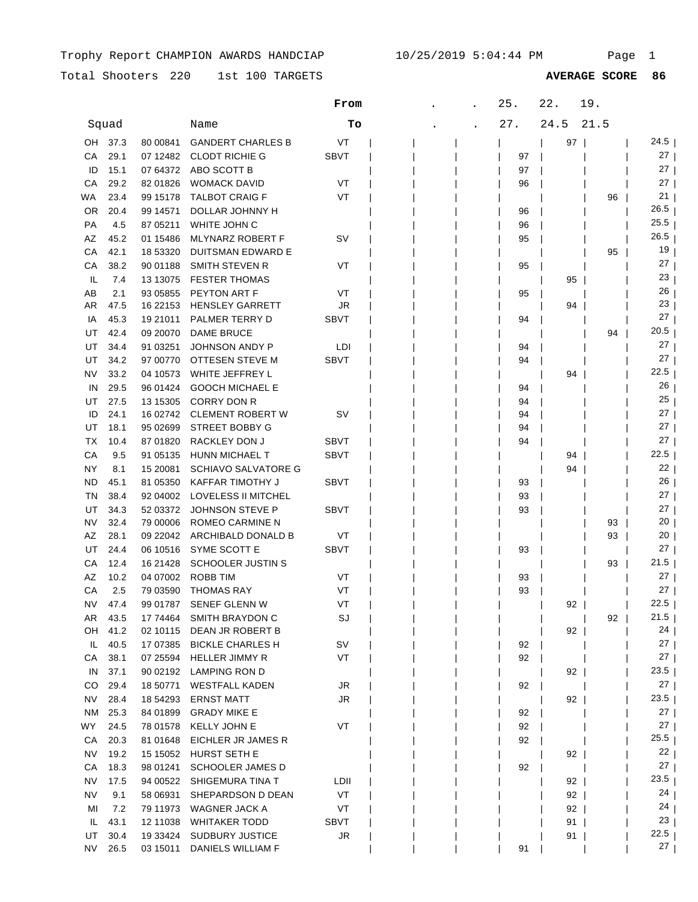Trophy Report CHAMPION AWARDS HANDCIAP 10/25/2019 5:04:44 PM

Total Shooters 220 1st 100 TARGETS **AVERAGE SCORE 86**

| | Squad | | Name | From / To | . / . | . / . | 25. / 27. | 22. / 24.5 | 19. / 21.5 | |
|---|---|---|---|---|---|---|---|---|---|---|
| OH | 37.3 | 80 00841 | GANDERT CHARLES B | VT | | | | 97 | | 24.5 |
| CA | 29.1 | 07 12482 | CLODT RICHIE G | SBVT | | | 97 | | | 27 |
| ID | 15.1 | 07 64372 | ABO SCOTT B | | | | 97 | | | 27 |
| CA | 29.2 | 82 01826 | WOMACK DAVID | VT | | | 96 | | | 27 |
| WA | 23.4 | 99 15178 | TALBOT CRAIG F | VT | | | | | 96 | 21 |
| OR | 20.4 | 99 14571 | DOLLAR JOHNNY H | | | | 96 | | | 26.5 |
| PA | 4.5 | 87 05211 | WHITE JOHN C | | | | 96 | | | 25.5 |
| AZ | 45.2 | 01 15486 | MLYNARZ ROBERT F | SV | | | 95 | | | 26.5 |
| CA | 42.1 | 18 53320 | DUITSMAN EDWARD E | | | | | | 95 | 19 |
| CA | 38.2 | 90 01188 | SMITH STEVEN R | VT | | | 95 | | | 27 |
| IL | 7.4 | 13 13075 | FESTER THOMAS | | | | | 95 | | 23 |
| AB | 2.1 | 93 05855 | PEYTON ART F | VT | | | 95 | | | 26 |
| AR | 47.5 | 16 22153 | HENSLEY GARRETT | JR | | | | 94 | | 23 |
| IA | 45.3 | 19 21011 | PALMER TERRY D | SBVT | | | 94 | | | 27 |
| UT | 42.4 | 09 20070 | DAME BRUCE | | | | | | 94 | 20.5 |
| UT | 34.4 | 91 03251 | JOHNSON ANDY P | LDI | | | 94 | | | 27 |
| UT | 34.2 | 97 00770 | OTTESEN STEVE M | SBVT | | | 94 | | | 27 |
| NV | 33.2 | 04 10573 | WHITE JEFFREY L | | | | | 94 | | 22.5 |
| IN | 29.5 | 96 01424 | GOOCH MICHAEL E | | | | 94 | | | 26 |
| UT | 27.5 | 13 15305 | CORRY DON R | | | | 94 | | | 25 |
| ID | 24.1 | 16 02742 | CLEMENT ROBERT W | SV | | | 94 | | | 27 |
| UT | 18.1 | 95 02699 | STREET BOBBY G | | | | 94 | | | 27 |
| TX | 10.4 | 87 01820 | RACKLEY DON J | SBVT | | | 94 | | | 27 |
| CA | 9.5 | 91 05135 | HUNN MICHAEL T | SBVT | | | | 94 | | 22.5 |
| NY | 8.1 | 15 20081 | SCHIAVO SALVATORE G | | | | | 94 | | 22 |
| ND | 45.1 | 81 05350 | KAFFAR TIMOTHY J | SBVT | | | 93 | | | 26 |
| TN | 38.4 | 92 04002 | LOVELESS II MITCHEL | | | | 93 | | | 27 |
| UT | 34.3 | 52 03372 | JOHNSON STEVE P | SBVT | | | 93 | | | 27 |
| NV | 32.4 | 79 00006 | ROMEO CARMINE N | | | | | | 93 | 20 |
| AZ | 28.1 | 09 22042 | ARCHIBALD DONALD B | VT | | | | | 93 | 20 |
| UT | 24.4 | 06 10516 | SYME SCOTT E | SBVT | | | 93 | | | 27 |
| CA | 12.4 | 16 21428 | SCHOOLER JUSTIN S | | | | | | 93 | 21.5 |
| AZ | 10.2 | 04 07002 | ROBB TIM | VT | | | 93 | | | 27 |
| CA | 2.5 | 79 03590 | THOMAS RAY | VT | | | 93 | | | 27 |
| NV | 47.4 | 99 01787 | SENEF GLENN W | VT | | | | 92 | | 22.5 |
| AR | 43.5 | 17 74464 | SMITH BRAYDON C | SJ | | | | | 92 | 21.5 |
| OH | 41.2 | 02 10115 | DEAN JR ROBERT B | | | | | 92 | | 24 |
| IL | 40.5 | 17 07385 | BICKLE CHARLES H | SV | | | 92 | | | 27 |
| CA | 38.1 | 07 25594 | HELLER JIMMY R | VT | | | 92 | | | 27 |
| IN | 37.1 | 90 02192 | LAMPING RON D | | | | | 92 | | 23.5 |
| CO | 29.4 | 18 50771 | WESTFALL KADEN | JR | | | 92 | | | 27 |
| NV | 28.4 | 18 54293 | ERNST MATT | JR | | | | 92 | | 23.5 |
| NM | 25.3 | 84 01899 | GRADY MIKE E | | | | 92 | | | 27 |
| WY | 24.5 | 78 01578 | KELLY JOHN E | VT | | | 92 | | | 27 |
| CA | 20.3 | 81 01648 | EICHLER JR JAMES R | | | | 92 | | | 25.5 |
| NV | 19.2 | 15 15052 | HURST SETH E | | | | | 92 | | 22 |
| CA | 18.3 | 98 01241 | SCHOOLER JAMES D | | | | 92 | | | 27 |
| NV | 17.5 | 94 00522 | SHIGEMURA TINA T | LDII | | | | 92 | | 23.5 |
| NV | 9.1 | 58 06931 | SHEPARDSON D DEAN | VT | | | | 92 | | 24 |
| MI | 7.2 | 79 11973 | WAGNER JACK A | VT | | | | 92 | | 24 |
| IL | 43.1 | 12 11038 | WHITAKER TODD | SBVT | | | | 91 | | 23 |
| UT | 30.4 | 19 33424 | SUDBURY JUSTICE | JR | | | | 91 | | 22.5 |
| NV | 26.5 | 03 15011 | DANIELS WILLIAM F | | | | 91 | | | 27 |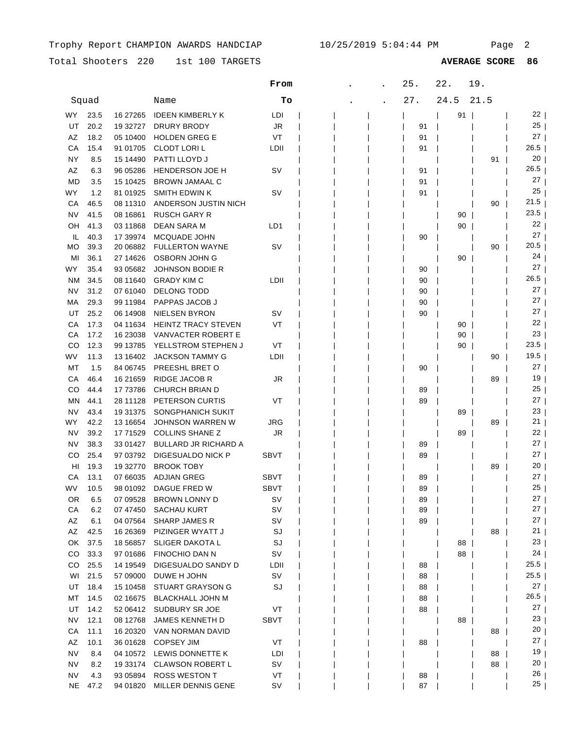Trophy Report CHAMPION AWARDS HANDCAP 10/25/2019 5:04:44 PM

Total Shooters 220 1st 100 TARGETS **AVERAGE SCORE 86**

| | Squad | | Name | From / To | . / . | . / . | 25. / 27. | 22. / 24.5 | 19. / 21.5 | |
|---|---|---|---|---|---|---|---|---|---|---|
| WY | 23.5 | 16 27265 | IDEEN KIMBERLY K | LDI | | | | 91 | | 22 |
| UT | 20.2 | 19 32727 | DRURY BRODY | JR | | | 91 | | | 25 |
| AZ | 18.2 | 05 10400 | HOLDEN GREG E | VT | | | 91 | | | 27 |
| CA | 15.4 | 91 01705 | CLODT LORI L | LDII | | | 91 | | | 26.5 |
| NY | 8.5 | 15 14490 | PATTI LLOYD J | | | | | | 91 | 20 |
| AZ | 6.3 | 96 05286 | HENDERSON JOE H | SV | | | 91 | | | 26.5 |
| MD | 3.5 | 15 10425 | BROWN JAMAAL C | | | | 91 | | | 27 |
| WY | 1.2 | 81 01925 | SMITH EDWIN K | SV | | | 91 | | | 25 |
| CA | 46.5 | 08 11310 | ANDERSON JUSTIN NICH | | | | | | 90 | 21.5 |
| NV | 41.5 | 08 16861 | RUSCH GARY R | | | | | 90 | | 23.5 |
| OH | 41.3 | 03 11868 | DEAN SARA M | LD1 | | | | 90 | | 22 |
| IL | 40.3 | 17 39974 | MCQUADE JOHN | | | | 90 | | | 27 |
| MO | 39.3 | 20 06882 | FULLERTON WAYNE | SV | | | | | 90 | 20.5 |
| MI | 36.1 | 27 14626 | OSBORN JOHN G | | | | | 90 | | 24 |
| WY | 35.4 | 93 05682 | JOHNSON BODIE R | | | | 90 | | | 27 |
| NM | 34.5 | 08 11640 | GRADY KIM C | LDII | | | 90 | | | 26.5 |
| NV | 31.2 | 07 61040 | DELONG TODD | | | | 90 | | | 27 |
| MA | 29.3 | 99 11984 | PAPPAS JACOB J | | | | 90 | | | 27 |
| UT | 25.2 | 06 14908 | NIELSEN BYRON | SV | | | 90 | | | 27 |
| CA | 17.3 | 04 11634 | HEINTZ TRACY STEVEN | VT | | | | 90 | | 22 |
| CA | 17.2 | 16 23038 | VANVACTER ROBERT E | | | | | 90 | | 23 |
| CO | 12.3 | 99 13785 | YELLSTROM STEPHEN J | VT | | | | 90 | | 23.5 |
| WV | 11.3 | 13 16402 | JACKSON TAMMY G | LDII | | | | | 90 | 19.5 |
| MT | 1.5 | 84 06745 | PREESHL BRET O | | | | 90 | | | 27 |
| CA | 46.4 | 16 21659 | RIDGE JACOB R | JR | | | | | 89 | 19 |
| CO | 44.4 | 17 73786 | CHURCH BRIAN D | | | | 89 | | | 25 |
| MN | 44.1 | 28 11128 | PETERSON CURTIS | VT | | | 89 | | | 27 |
| NV | 43.4 | 19 31375 | SONGPHANICH SUKIT | | | | | 89 | | 23 |
| WY | 42.2 | 13 16654 | JOHNSON WARREN W | JRG | | | | | 89 | 21 |
| NV | 39.2 | 17 71529 | COLLINS SHANE Z | JR | | | | 89 | | 22 |
| NV | 38.3 | 33 01427 | BULLARD JR RICHARD A | | | | 89 | | | 27 |
| CO | 25.4 | 97 03792 | DIGESUALDO NICK P | SBVT | | | 89 | | | 27 |
| HI | 19.3 | 19 32770 | BROOK TOBY | | | | | | 89 | 20 |
| CA | 13.1 | 07 66035 | ADJIAN GREG | SBVT | | | 89 | | | 27 |
| WV | 10.5 | 98 01092 | DAGUE FRED W | SBVT | | | 89 | | | 25 |
| OR | 6.5 | 07 09528 | BROWN LONNY D | SV | | | 89 | | | 27 |
| CA | 6.2 | 07 47450 | SACHAU KURT | SV | | | 89 | | | 27 |
| AZ | 6.1 | 04 07564 | SHARP JAMES R | SV | | | 89 | | | 27 |
| AZ | 42.5 | 16 26369 | PIZINGER WYATT J | SJ | | | | | 88 | 21 |
| OK | 37.5 | 18 56857 | SLIGER DAKOTA L | SJ | | | | 88 | | 23 |
| CO | 33.3 | 97 01686 | FINOCHIO DAN N | SV | | | | 88 | | 24 |
| CO | 25.5 | 14 19549 | DIGESUALDO SANDY D | LDII | | | 88 | | | 25.5 |
| WI | 21.5 | 57 09000 | DUWE H JOHN | SV | | | 88 | | | 25.5 |
| UT | 18.4 | 15 10458 | STUART GRAYSON G | SJ | | | 88 | | | 27 |
| MT | 14.5 | 02 16675 | BLACKHALL JOHN M | | | | 88 | | | 26.5 |
| UT | 14.2 | 52 06412 | SUDBURY SR JOE | VT | | | 88 | | | 27 |
| NV | 12.1 | 08 12768 | JAMES KENNETH D | SBVT | | | | 88 | | 23 |
| CA | 11.1 | 16 20320 | VAN NORMAN DAVID | | | | | | 88 | 20 |
| AZ | 10.1 | 36 01628 | COPSEY JIM | VT | | | 88 | | | 27 |
| NV | 8.4 | 04 10572 | LEWIS DONNETTE K | LDI | | | | | 88 | 19 |
| NV | 8.2 | 19 33174 | CLAWSON ROBERT L | SV | | | | | 88 | 20 |
| NV | 4.3 | 93 05894 | ROSS WESTON T | VT | | | 88 | | | 26 |
| NE | 47.2 | 94 01820 | MILLER DENNIS GENE | SV | | | 87 | | | 25 |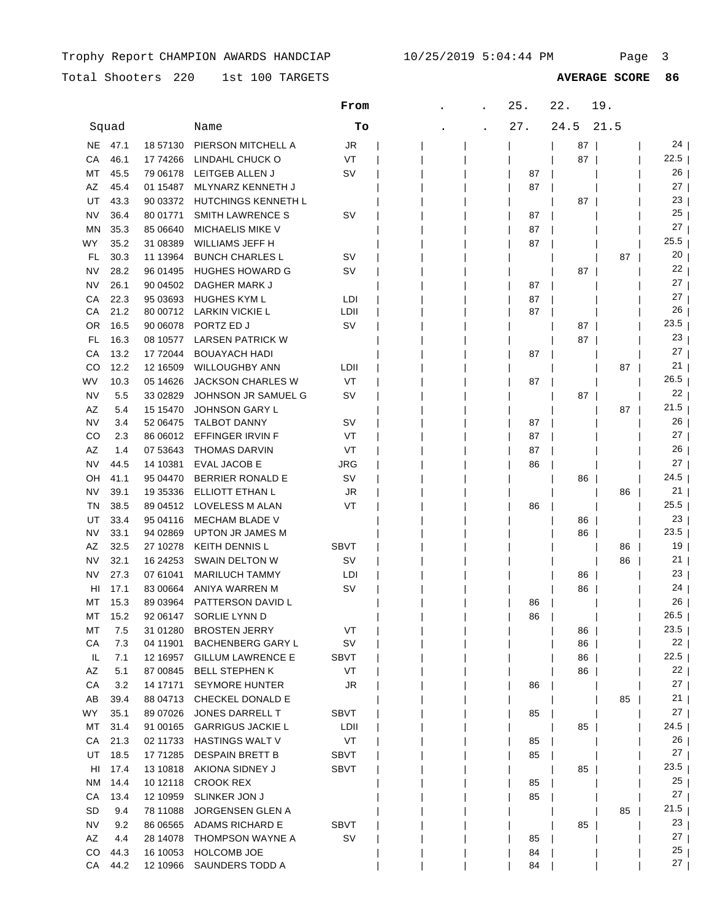Trophy Report CHAMPION AWARDS HANDCIAP 10/25/2019 5:04:44 PM

Total Shooters 220 1st 100 TARGETS **AVERAGE SCORE 86**

| Squad | | | Name | From / To | . / . | . / . | 25. / 27. | 22. / 24.5 | 19. / 21.5 | |
|---|---|---|---|---|---|---|---|---|---|---|
| NE | 47.1 | 18 57130 | PIERSON MITCHELL A | JR | | | | 87 | | 24 |
| CA | 46.1 | 17 74266 | LINDAHL CHUCK O | VT | | | | 87 | | 22.5 |
| MT | 45.5 | 79 06178 | LEITGEB ALLEN J | SV | | | 87 | | | 26 |
| AZ | 45.4 | 01 15487 | MLYNARZ KENNETH J | | | | 87 | | | 27 |
| UT | 43.3 | 90 03372 | HUTCHINGS KENNETH L | | | | | 87 | | 23 |
| NV | 36.4 | 80 01771 | SMITH LAWRENCE S | SV | | | 87 | | | 25 |
| MN | 35.3 | 85 06640 | MICHAELIS MIKE V | | | | 87 | | | 27 |
| WY | 35.2 | 31 08389 | WILLIAMS JEFF H | | | | 87 | | | 25.5 |
| FL | 30.3 | 11 13964 | BUNCH CHARLES L | SV | | | | | 87 | 20 |
| NV | 28.2 | 96 01495 | HUGHES HOWARD G | SV | | | | 87 | | 22 |
| NV | 26.1 | 90 04502 | DAGHER MARK J | | | | 87 | | | 27 |
| CA | 22.3 | 95 03693 | HUGHES KYM L | LDI | | | 87 | | | 27 |
| CA | 21.2 | 80 00712 | LARKIN VICKIE L | LDII | | | 87 | | | 26 |
| OR | 16.5 | 90 06078 | PORTZ ED J | SV | | | | 87 | | 23.5 |
| FL | 16.3 | 08 10577 | LARSEN PATRICK W | | | | | 87 | | 23 |
| CA | 13.2 | 17 72044 | BOUAYACH HADI | | | | 87 | | | 27 |
| CO | 12.2 | 12 16509 | WILLOUGHBY ANN | LDII | | | | | 87 | 21 |
| WV | 10.3 | 05 14626 | JACKSON CHARLES W | VT | | | 87 | | | 26.5 |
| NV | 5.5 | 33 02829 | JOHNSON JR SAMUEL G | SV | | | | 87 | | 22 |
| AZ | 5.4 | 15 15470 | JOHNSON GARY L | | | | | | 87 | 21.5 |
| NV | 3.4 | 52 06475 | TALBOT DANNY | SV | | | 87 | | | 26 |
| CO | 2.3 | 86 06012 | EFFINGER IRVIN F | VT | | | 87 | | | 27 |
| AZ | 1.4 | 07 53643 | THOMAS DARVIN | VT | | | 87 | | | 26 |
| NV | 44.5 | 14 10381 | EVAL JACOB E | JRG | | | 86 | | | 27 |
| OH | 41.1 | 95 04470 | BERRIER RONALD E | SV | | | | 86 | | 24.5 |
| NV | 39.1 | 19 35336 | ELLIOTT ETHAN L | JR | | | | | 86 | 21 |
| TN | 38.5 | 89 04512 | LOVELESS M ALAN | VT | | | 86 | | | 25.5 |
| UT | 33.4 | 95 04116 | MECHAM BLADE V | | | | | 86 | | 23 |
| NV | 33.1 | 94 02869 | UPTON JR JAMES M | | | | | 86 | | 23.5 |
| AZ | 32.5 | 27 10278 | KEITH DENNIS L | SBVT | | | | | 86 | 19 |
| NV | 32.1 | 16 24253 | SWAIN DELTON W | SV | | | | | 86 | 21 |
| NV | 27.3 | 07 61041 | MARILUCH TAMMY | LDI | | | | 86 | | 23 |
| HI | 17.1 | 83 00664 | ANIYA WARREN M | SV | | | | 86 | | 24 |
| MT | 15.3 | 89 03964 | PATTERSON DAVID L | | | | 86 | | | 26 |
| MT | 15.2 | 92 06147 | SORLIE LYNN D | | | | 86 | | | 26.5 |
| MT | 7.5 | 31 01280 | BROSTEN JERRY | VT | | | | 86 | | 23.5 |
| CA | 7.3 | 04 11901 | BACHENBERG GARY L | SV | | | | 86 | | 22 |
| IL | 7.1 | 12 16957 | GILLUM LAWRENCE E | SBVT | | | | 86 | | 22.5 |
| AZ | 5.1 | 87 00845 | BELL STEPHEN K | VT | | | | 86 | | 22 |
| CA | 3.2 | 14 17171 | SEYMORE HUNTER | JR | | | 86 | | | 27 |
| AB | 39.4 | 88 04713 | CHECKEL DONALD E | | | | | | 85 | 21 |
| WY | 35.1 | 89 07026 | JONES DARRELL T | SBVT | | | 85 | | | 27 |
| MT | 31.4 | 91 00165 | GARRIGUS JACKIE L | LDII | | | | 85 | | 24.5 |
| CA | 21.3 | 02 11733 | HASTINGS WALT V | VT | | | 85 | | | 26 |
| UT | 18.5 | 17 71285 | DESPAIN BRETT B | SBVT | | | 85 | | | 27 |
| HI | 17.4 | 13 10818 | AKIONA SIDNEY J | SBVT | | | | 85 | | 23.5 |
| NM | 14.4 | 10 12118 | CROOK REX | | | | 85 | | | 25 |
| CA | 13.4 | 12 10959 | SLINKER JON J | | | | 85 | | | 27 |
| SD | 9.4 | 78 11088 | JORGENSEN GLEN A | | | | | | 85 | 21.5 |
| NV | 9.2 | 86 06565 | ADAMS RICHARD E | SBVT | | | | 85 | | 23 |
| AZ | 4.4 | 28 14078 | THOMPSON WAYNE A | SV | | | 85 | | | 27 |
| CO | 44.3 | 16 10053 | HOLCOMB JOE | | | | 84 | | | 25 |
| CA | 44.2 | 12 10966 | SAUNDERS TODD A | | | | 84 | | | 27 |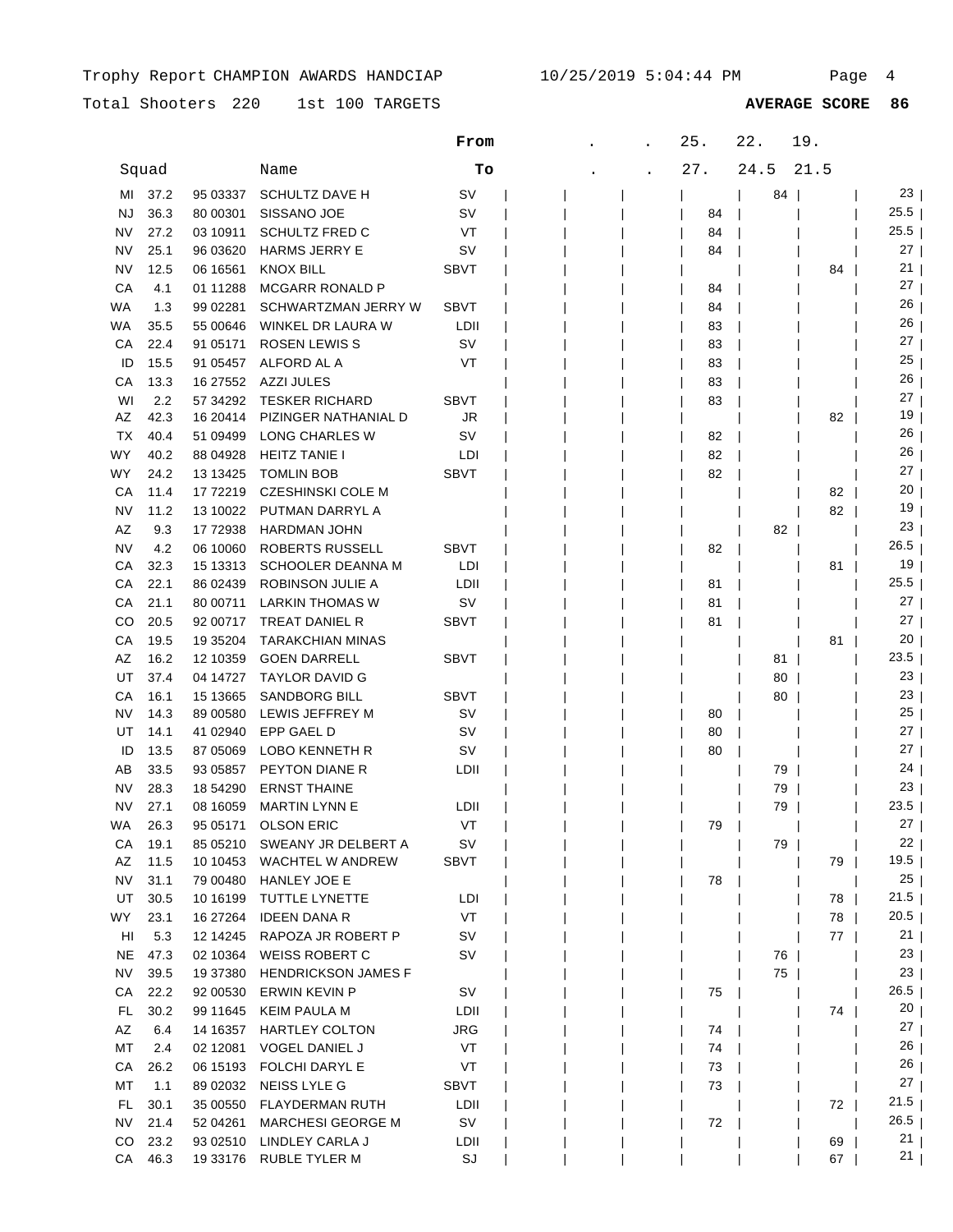Trophy Report CHAMPION AWARDS HANDCIAP 10/25/2019 5:04:44 PM

Total Shooters 220 1st 100 TARGETS **AVERAGE SCORE 86**

| | Squad | | Name | From / To | . / . | . / . | 25. / 27. | 22. / 24.5 | 19. / 21.5 | |
|---|---|---|---|---|---|---|---|---|---|---|
| MI | 37.2 | 95 03337 | SCHULTZ DAVE H | SV | | | | 84 | | 23 |
| NJ | 36.3 | 80 00301 | SISSANO JOE | SV | | | 84 | | | 25.5 |
| NV | 27.2 | 03 10911 | SCHULTZ FRED C | VT | | | 84 | | | 25.5 |
| NV | 25.1 | 96 03620 | HARMS JERRY E | SV | | | 84 | | | 27 |
| NV | 12.5 | 06 16561 | KNOX BILL | SBVT | | | | | 84 | 21 |
| CA | 4.1 | 01 11288 | MCGARR RONALD P | | | | 84 | | | 27 |
| WA | 1.3 | 99 02281 | SCHWARTZMAN JERRY W | SBVT | | | 84 | | | 26 |
| WA | 35.5 | 55 00646 | WINKEL DR LAURA W | LDII | | | 83 | | | 26 |
| CA | 22.4 | 91 05171 | ROSEN LEWIS S | SV | | | 83 | | | 27 |
| ID | 15.5 | 91 05457 | ALFORD AL A | VT | | | 83 | | | 25 |
| CA | 13.3 | 16 27552 | AZZI JULES | | | | 83 | | | 26 |
| WI | 2.2 | 57 34292 | TESKER RICHARD | SBVT | | | 83 | | | 27 |
| AZ | 42.3 | 16 20414 | PIZINGER NATHANIAL D | JR | | | | | 82 | 19 |
| TX | 40.4 | 51 09499 | LONG CHARLES W | SV | | | 82 | | | 26 |
| WY | 40.2 | 88 04928 | HEITZ TANIE I | LDI | | | 82 | | | 26 |
| WY | 24.2 | 13 13425 | TOMLIN BOB | SBVT | | | 82 | | | 27 |
| CA | 11.4 | 17 72219 | CZESHINSKI COLE M | | | | | | 82 | 20 |
| NV | 11.2 | 13 10022 | PUTMAN DARRYL A | | | | | | 82 | 19 |
| AZ | 9.3 | 17 72938 | HARDMAN JOHN | | | | | 82 | | 23 |
| NV | 4.2 | 06 10060 | ROBERTS RUSSELL | SBVT | | | 82 | | | 26.5 |
| CA | 32.3 | 15 13313 | SCHOOLER DEANNA M | LDI | | | | | 81 | 19 |
| CA | 22.1 | 86 02439 | ROBINSON JULIE A | LDII | | | 81 | | | 25.5 |
| CA | 21.1 | 80 00711 | LARKIN THOMAS W | SV | | | 81 | | | 27 |
| CO | 20.5 | 92 00717 | TREAT DANIEL R | SBVT | | | 81 | | | 27 |
| CA | 19.5 | 19 35204 | TARAKCHIAN MINAS | | | | | | 81 | 20 |
| AZ | 16.2 | 12 10359 | GOEN DARRELL | SBVT | | | | 81 | | 23.5 |
| UT | 37.4 | 04 14727 | TAYLOR DAVID G | | | | | 80 | | 23 |
| CA | 16.1 | 15 13665 | SANDBORG BILL | SBVT | | | | 80 | | 23 |
| NV | 14.3 | 89 00580 | LEWIS JEFFREY M | SV | | | 80 | | | 25 |
| UT | 14.1 | 41 02940 | EPP GAEL D | SV | | | 80 | | | 27 |
| ID | 13.5 | 87 05069 | LOBO KENNETH R | SV | | | 80 | | | 27 |
| AB | 33.5 | 93 05857 | PEYTON DIANE R | LDII | | | | 79 | | 24 |
| NV | 28.3 | 18 54290 | ERNST THAINE | | | | | 79 | | 23 |
| NV | 27.1 | 08 16059 | MARTIN LYNN E | LDII | | | | 79 | | 23.5 |
| WA | 26.3 | 95 05171 | OLSON ERIC | VT | | | 79 | | | 27 |
| CA | 19.1 | 85 05210 | SWEANY JR DELBERT A | SV | | | | 79 | | 22 |
| AZ | 11.5 | 10 10453 | WACHTEL W ANDREW | SBVT | | | | | 79 | 19.5 |
| NV | 31.1 | 79 00480 | HANLEY JOE E | | | | 78 | | | 25 |
| UT | 30.5 | 10 16199 | TUTTLE LYNETTE | LDI | | | | | 78 | 21.5 |
| WY | 23.1 | 16 27264 | IDEEN DANA R | VT | | | | | 78 | 20.5 |
| HI | 5.3 | 12 14245 | RAPOZA JR ROBERT P | SV | | | | | 77 | 21 |
| NE | 47.3 | 02 10364 | WEISS ROBERT C | SV | | | | 76 | | 23 |
| NV | 39.5 | 19 37380 | HENDRICKSON JAMES F | | | | | 75 | | 23 |
| CA | 22.2 | 92 00530 | ERWIN KEVIN P | SV | | | 75 | | | 26.5 |
| FL | 30.2 | 99 11645 | KEIM PAULA M | LDII | | | | | 74 | 20 |
| AZ | 6.4 | 14 16357 | HARTLEY COLTON | JRG | | | 74 | | | 27 |
| MT | 2.4 | 02 12081 | VOGEL DANIEL J | VT | | | 74 | | | 26 |
| CA | 26.2 | 06 15193 | FOLCHI DARYL E | VT | | | 73 | | | 26 |
| MT | 1.1 | 89 02032 | NEISS LYLE G | SBVT | | | 73 | | | 27 |
| FL | 30.1 | 35 00550 | FLAYDERMAN RUTH | LDII | | | | | 72 | 21.5 |
| NV | 21.4 | 52 04261 | MARCHESI GEORGE M | SV | | | 72 | | | 26.5 |
| CO | 23.2 | 93 02510 | LINDLEY CARLA J | LDII | | | | | 69 | 21 |
| CA | 46.3 | 19 33176 | RUBLE TYLER M | SJ | | | | | 67 | 21 |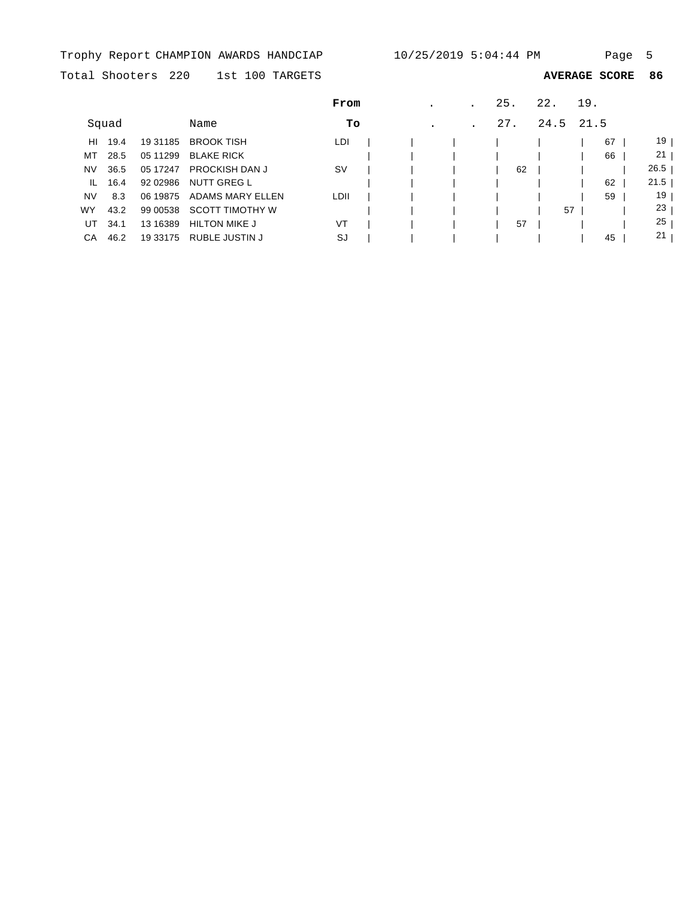Trophy Report CHAMPION AWARDS HANDCIAP 10/25/2019 5:04:44 PM

Total Shooters 220 1st 100 TARGETS **AVERAGE SCORE 86**

| Squad | | | Name | From / To | | . / . | . / . | 25. / 27. | 22. / 24.5 | 19. / 21.5 | |
|---|---|---|---|---|---|---|---|---|---|---|---|
| HI | 19.4 | 19 31185 | BROOK TISH | LDI | | | | | | 67 | 19 |
| MT | 28.5 | 05 11299 | BLAKE RICK | | | | | | | 66 | 21 |
| NV | 36.5 | 05 17247 | PROCKISH DAN J | SV | | | | 62 | | | 26.5 |
| IL | 16.4 | 92 02986 | NUTT GREG L | | | | | | | 62 | 21.5 |
| NV | 8.3 | 06 19875 | ADAMS MARY ELLEN | LDII | | | | | | 59 | 19 |
| WY | 43.2 | 99 00538 | SCOTT TIMOTHY W | | | | | | 57 | | 23 |
| UT | 34.1 | 13 16389 | HILTON MIKE J | VT | | | | 57 | | | 25 |
| CA | 46.2 | 19 33175 | RUBLE JUSTIN J | SJ | | | | | | 45 | 21 |